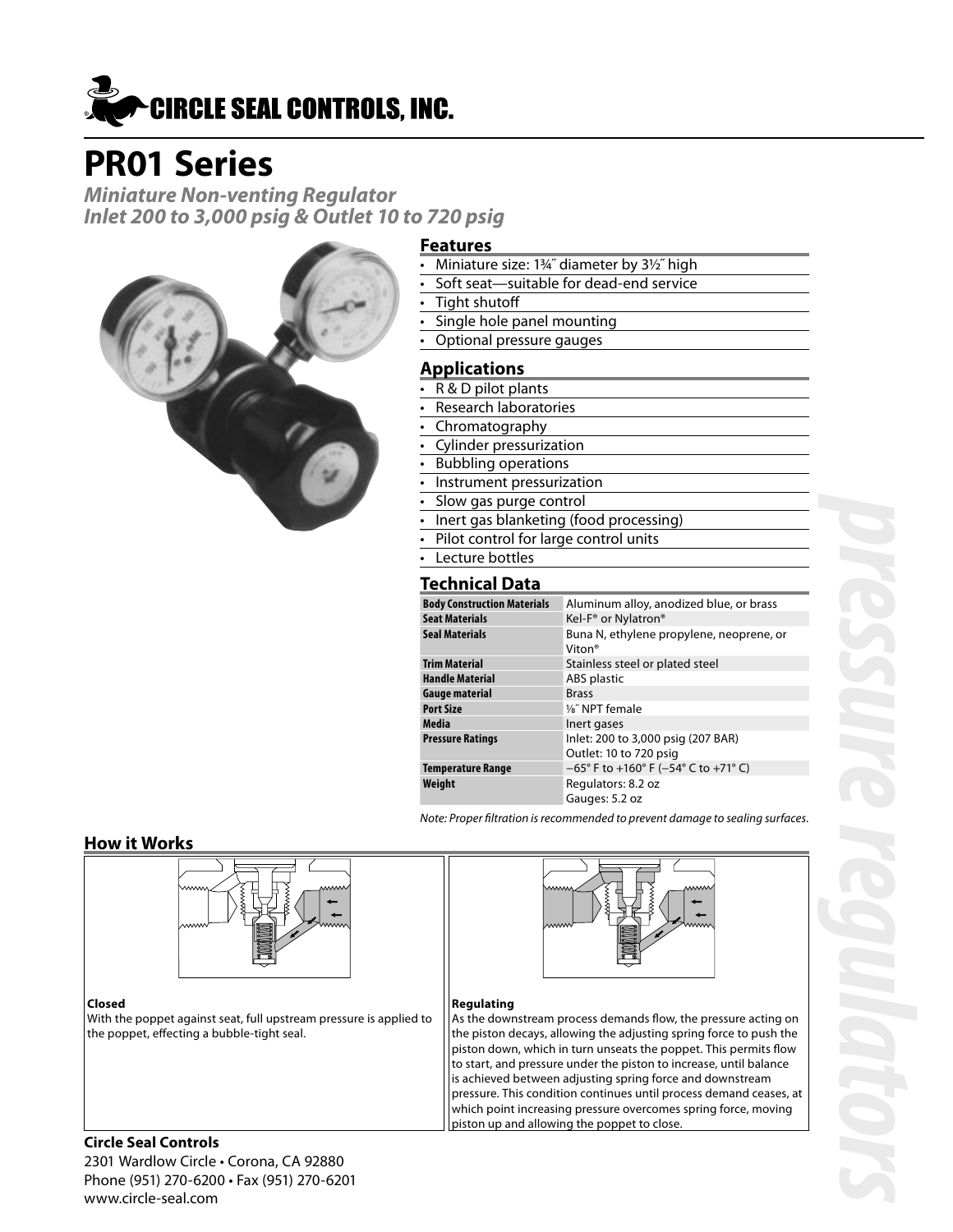# CIRCLE SEAL CONTROLS, INC.

# PR01 Series

***Miniature Non-venting Regulator***
***Inlet 200 to 3,000 psig & Outlet 10 to 720 psig***

## Features

- Miniature size: 1¾˝ diameter by 3½˝ high
- Soft seat—suitable for dead-end service
- Tight shutoff
- Single hole panel mounting
- Optional pressure gauges

## Applications

- R & D pilot plants
- Research laboratories
- Chromatography
- Cylinder pressurization
- Bubbling operations
- Instrument pressurization
- Slow gas purge control
- Inert gas blanketing (food processing)
- Pilot control for large control units
- Lecture bottles

## Technical Data

| | |
|---|---|
| **Body Construction Materials** | Aluminum alloy, anodized blue, or brass |
| **Seat Materials** | Kel-F® or Nylatron® |
| **Seal Materials** | Buna N, ethylene propylene, neoprene, or Viton® |
| **Trim Material** | Stainless steel or plated steel |
| **Handle Material** | ABS plastic |
| **Gauge material** | Brass |
| **Port Size** | ⅛˝ NPT female |
| **Media** | Inert gases |
| **Pressure Ratings** | Inlet: 200 to 3,000 psig (207 BAR)<br>Outlet: 10 to 720 psig |
| **Temperature Range** | −65° F to +160° F (−54° C to +71° C) |
| **Weight** | Regulators: 8.2 oz<br>Gauges: 5.2 oz |

*Note: Proper filtration is recommended to prevent damage to sealing surfaces.*

## How it Works

**Closed**

With the poppet against seat, full upstream pressure is applied to the poppet, effecting a bubble-tight seal.

**Regulating**

As the downstream process demands flow, the pressure acting on the piston decays, allowing the adjusting spring force to push the piston down, which in turn unseats the poppet. This permits flow to start, and pressure under the piston to increase, until balance is achieved between adjusting spring force and downstream pressure. This condition continues until process demand ceases, at which point increasing pressure overcomes spring force, moving piston up and allowing the poppet to close.

**Circle Seal Controls**

2301 Wardlow Circle • Corona, CA 92880
Phone (951) 270-6200 • Fax (951) 270-6201
www.circle-seal.com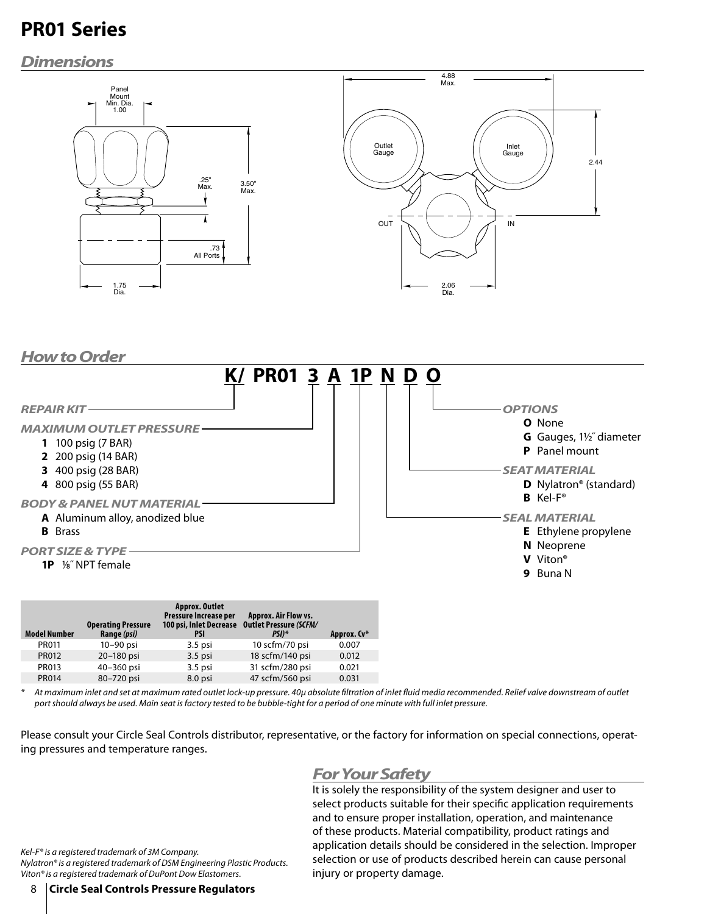# PR01 Series

## Dimensions

Panel
Mount
Min. Dia.
1.00

.25"
Max.

3.50"
Max.

.73
All Ports

1.75
Dia.

4.88
Max.

Outlet
Gauge

Inlet
Gauge

2.44

OUT

IN

2.06
Dia.

## How to Order

**K/ PR01 3 A 1P N D O**

***REPAIR KIT***

***MAXIMUM OUTLET PRESSURE***

- **1** 100 psig (7 BAR)
- **2** 200 psig (14 BAR)
- **3** 400 psig (28 BAR)
- **4** 800 psig (55 BAR)

***BODY & PANEL NUT MATERIAL***

- **A** Aluminum alloy, anodized blue
- **B** Brass

***PORT SIZE & TYPE***

- **1P** ⅛˝ NPT female

***OPTIONS***

- **O** None
- **G** Gauges, 1½˝ diameter
- **P** Panel mount

***SEAT MATERIAL***

- **D** Nylatron® (standard)
- **B** Kel-F®

***SEAL MATERIAL***

- **E** Ethylene propylene
- **N** Neoprene
- **V** Viton®
- **9** Buna N

| Model Number | Operating Pressure Range *(psi)* | Approx. Outlet Pressure Increase per 100 psi, Inlet Decrease PSI | Approx. Air Flow vs. Outlet Pressure *(SCFM/ PSI)** | Approx. Cv* |
|---|---|---|---|---|
| PR011 | 10–90 psi | 3.5 psi | 10 scfm/70 psi | 0.007 |
| PR012 | 20–180 psi | 3.5 psi | 18 scfm/140 psi | 0.012 |
| PR013 | 40–360 psi | 3.5 psi | 31 scfm/280 psi | 0.021 |
| PR014 | 80–720 psi | 8.0 psi | 47 scfm/560 psi | 0.031 |

*\* At maximum inlet and set at maximum rated outlet lock-up pressure. 40μ absolute filtration of inlet fluid media recommended. Relief valve downstream of outlet port should always be used. Main seat is factory tested to be bubble-tight for a period of one minute with full inlet pressure.*

Please consult your Circle Seal Controls distributor, representative, or the factory for information on special connections, operating pressures and temperature ranges.

## For Your Safety

It is solely the responsibility of the system designer and user to select products suitable for their specific application requirements and to ensure proper installation, operation, and maintenance of these products. Material compatibility, product ratings and application details should be considered in the selection. Improper selection or use of products described herein can cause personal injury or property damage.

*Kel-F® is a registered trademark of 3M Company.*
*Nylatron® is a registered trademark of DSM Engineering Plastic Products.*
*Viton® is a registered trademark of DuPont Dow Elastomers.*